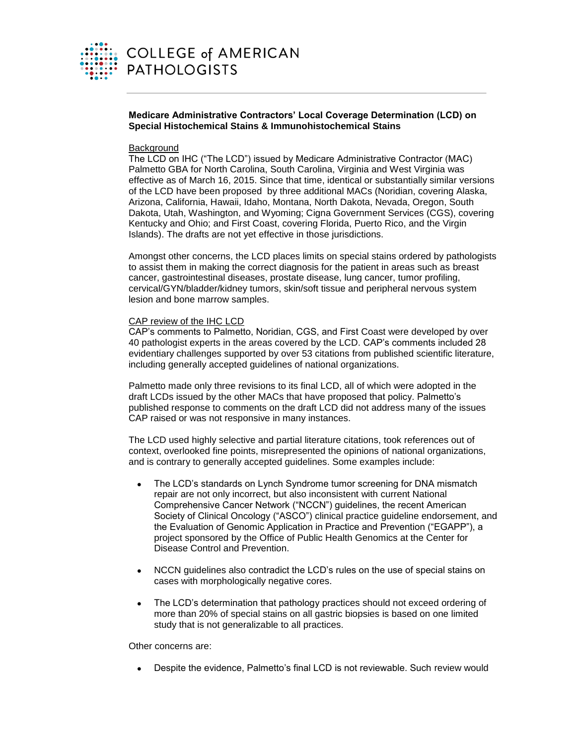COLLEGE of AMERICAN PATHOLOGISTS

**Medicare Administrative Contractors' Local Coverage Determination (LCD) on Special Histochemical Stains & Immunohistochemical Stains**

Background

The LCD on IHC ("The LCD") issued by Medicare Administrative Contractor (MAC) Palmetto GBA for North Carolina, South Carolina, Virginia and West Virginia was effective as of March 16, 2015. Since that time, identical or substantially similar versions of the LCD have been proposed by three additional MACs (Noridian, covering Alaska, Arizona, California, Hawaii, Idaho, Montana, North Dakota, Nevada, Oregon, South Dakota, Utah, Washington, and Wyoming; Cigna Government Services (CGS), covering Kentucky and Ohio; and First Coast, covering Florida, Puerto Rico, and the Virgin Islands). The drafts are not yet effective in those jurisdictions.

Amongst other concerns, the LCD places limits on special stains ordered by pathologists to assist them in making the correct diagnosis for the patient in areas such as breast cancer, gastrointestinal diseases, prostate disease, lung cancer, tumor profiling, cervical/GYN/bladder/kidney tumors, skin/soft tissue and peripheral nervous system lesion and bone marrow samples.

CAP review of the IHC LCD

CAP's comments to Palmetto, Noridian, CGS, and First Coast were developed by over 40 pathologist experts in the areas covered by the LCD. CAP's comments included 28 evidentiary challenges supported by over 53 citations from published scientific literature, including generally accepted guidelines of national organizations.

Palmetto made only three revisions to its final LCD, all of which were adopted in the draft LCDs issued by the other MACs that have proposed that policy. Palmetto's published response to comments on the draft LCD did not address many of the issues CAP raised or was not responsive in many instances.

The LCD used highly selective and partial literature citations, took references out of context, overlooked fine points, misrepresented the opinions of national organizations, and is contrary to generally accepted guidelines. Some examples include:

- The LCD's standards on Lynch Syndrome tumor screening for DNA mismatch repair are not only incorrect, but also inconsistent with current National Comprehensive Cancer Network ("NCCN") guidelines, the recent American Society of Clinical Oncology ("ASCO") clinical practice guideline endorsement, and the Evaluation of Genomic Application in Practice and Prevention ("EGAPP"), a project sponsored by the Office of Public Health Genomics at the Center for Disease Control and Prevention.

- NCCN guidelines also contradict the LCD's rules on the use of special stains on cases with morphologically negative cores.

- The LCD's determination that pathology practices should not exceed ordering of more than 20% of special stains on all gastric biopsies is based on one limited study that is not generalizable to all practices.

Other concerns are:

- Despite the evidence, Palmetto's final LCD is not reviewable. Such review would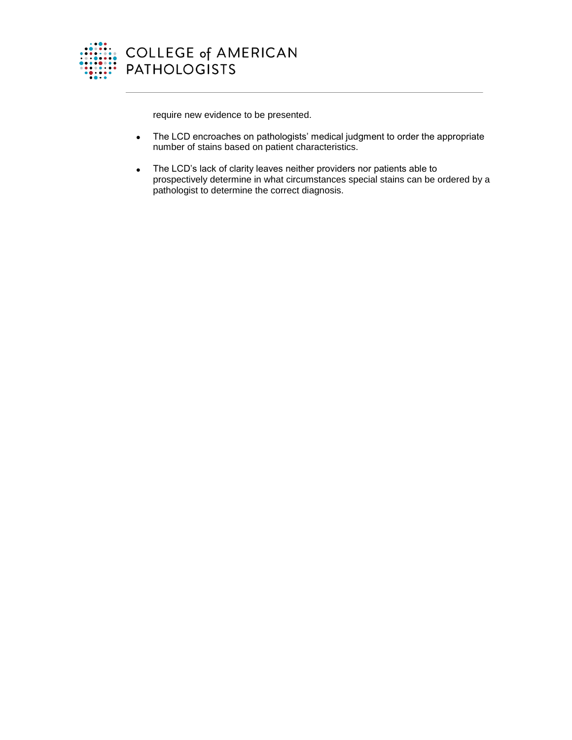require new evidence to be presented.

- The LCD encroaches on pathologists' medical judgment to order the appropriate number of stains based on patient characteristics.
- The LCD's lack of clarity leaves neither providers nor patients able to prospectively determine in what circumstances special stains can be ordered by a pathologist to determine the correct diagnosis.